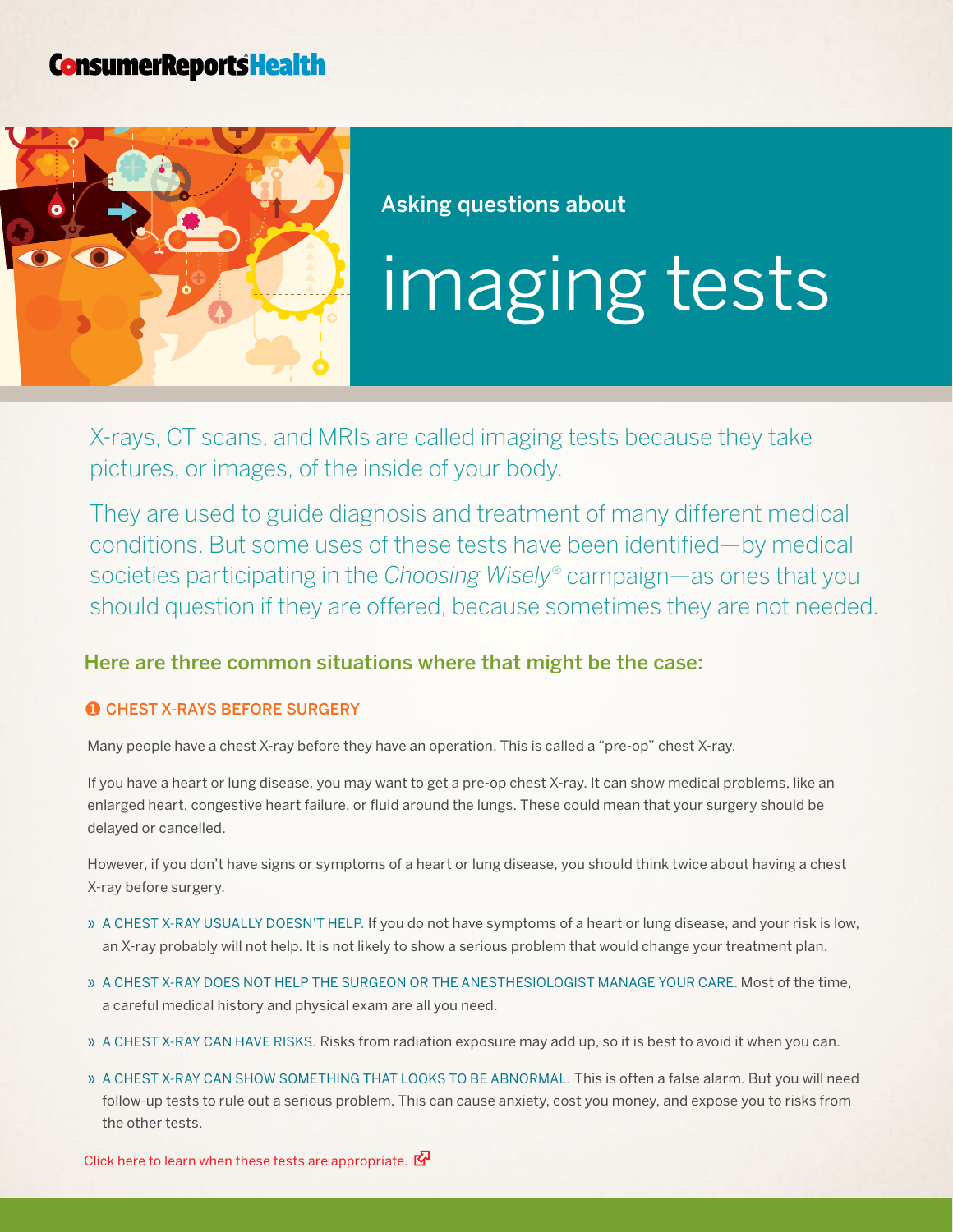ConsumerReportsHealth

Asking questions about

# imaging tests

X-rays, CT scans, and MRIs are called imaging tests because they take pictures, or images, of the inside of your body.

They are used to guide diagnosis and treatment of many different medical conditions. But some uses of these tests have been identified—by medical societies participating in the *Choosing Wisely*® campaign—as ones that you should question if they are offered, because sometimes they are not needed.

## Here are three common situations where that might be the case:

### 1 CHEST X-RAYS BEFORE SURGERY

Many people have a chest X-ray before they have an operation. This is called a "pre-op" chest X-ray.

If you have a heart or lung disease, you may want to get a pre-op chest X-ray. It can show medical problems, like an enlarged heart, congestive heart failure, or fluid around the lungs. These could mean that your surgery should be delayed or cancelled.

However, if you don't have signs or symptoms of a heart or lung disease, you should think twice about having a chest X-ray before surgery.

- A CHEST X-RAY USUALLY DOESN'T HELP. If you do not have symptoms of a heart or lung disease, and your risk is low, an X-ray probably will not help. It is not likely to show a serious problem that would change your treatment plan.
- A CHEST X-RAY DOES NOT HELP THE SURGEON OR THE ANESTHESIOLOGIST MANAGE YOUR CARE. Most of the time, a careful medical history and physical exam are all you need.
- A CHEST X-RAY CAN HAVE RISKS. Risks from radiation exposure may add up, so it is best to avoid it when you can.
- A CHEST X-RAY CAN SHOW SOMETHING THAT LOOKS TO BE ABNORMAL. This is often a false alarm. But you will need follow-up tests to rule out a serious problem. This can cause anxiety, cost you money, and expose you to risks from the other tests.

Click here to learn when these tests are appropriate.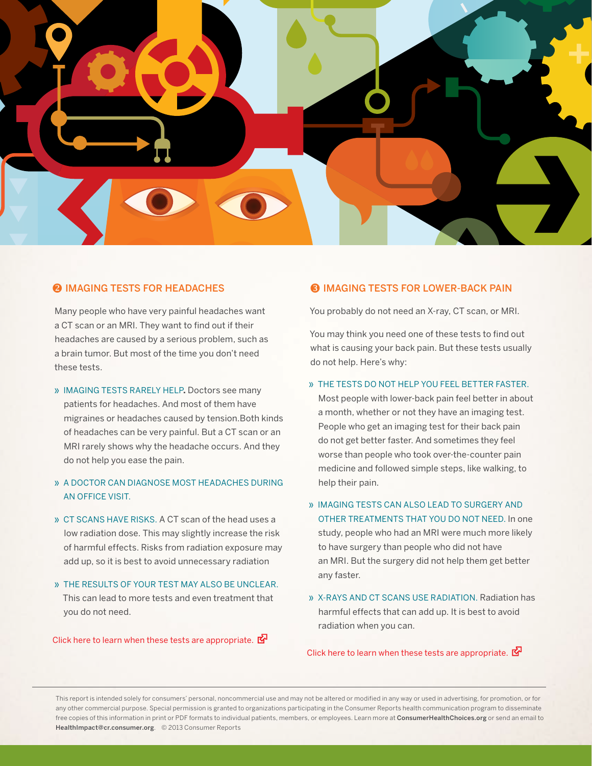## ❷ IMAGING TESTS FOR HEADACHES

Many people who have very painful headaches want a CT scan or an MRI. They want to find out if their headaches are caused by a serious problem, such as a brain tumor. But most of the time you don't need these tests.

- » IMAGING TESTS RARELY HELP**.** Doctors see many patients for headaches. And most of them have migraines or headaches caused by tension.Both kinds of headaches can be very painful. But a CT scan or an MRI rarely shows why the headache occurs. And they do not help you ease the pain.
- » A DOCTOR CAN DIAGNOSE MOST HEADACHES DURING AN OFFICE VISIT.
- » CT SCANS HAVE RISKS. A CT scan of the head uses a low radiation dose. This may slightly increase the risk of harmful effects. Risks from radiation exposure may add up, so it is best to avoid unnecessary radiation
- » THE RESULTS OF YOUR TEST MAY ALSO BE UNCLEAR. This can lead to more tests and even treatment that you do not need.

Click here to learn when these tests are appropriate.

## ❸ IMAGING TESTS FOR LOWER-BACK PAIN

You probably do not need an X-ray, CT scan, or MRI.

You may think you need one of these tests to find out what is causing your back pain. But these tests usually do not help. Here's why:

- » THE TESTS DO NOT HELP YOU FEEL BETTER FASTER. Most people with lower-back pain feel better in about a month, whether or not they have an imaging test. People who get an imaging test for their back pain do not get better faster. And sometimes they feel worse than people who took over-the-counter pain medicine and followed simple steps, like walking, to help their pain.
- » IMAGING TESTS CAN ALSO LEAD TO SURGERY AND OTHER TREATMENTS THAT YOU DO NOT NEED. In one study, people who had an MRI were much more likely to have surgery than people who did not have an MRI. But the surgery did not help them get better any faster.
- » X-RAYS AND CT SCANS USE RADIATION. Radiation has harmful effects that can add up. It is best to avoid radiation when you can.

Click here to learn when these tests are appropriate.

---

This report is intended solely for consumers' personal, noncommercial use and may not be altered or modified in any way or used in advertising, for promotion, or for any other commercial purpose. Special permission is granted to organizations participating in the Consumer Reports health communication program to disseminate free copies of this information in print or PDF formats to individual patients, members, or employees. Learn more at **ConsumerHealthChoices.org** or send an email to **HealthImpact@cr.consumer.org**. © 2013 Consumer Reports